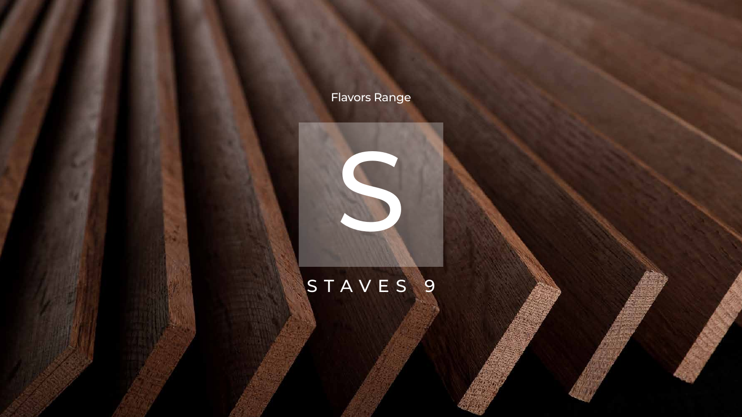Flavors Range

# S

## STAVES 9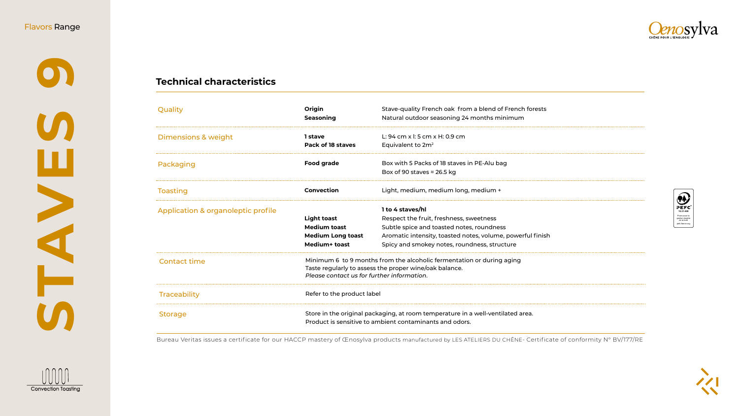Flavors Range

# STAVES 9

## Technical characteristics

| | | |
|---|---|---|
| Quality | **Origin** | Stave-quality French oak from a blend of French forests |
| | **Seasoning** | Natural outdoor seasoning 24 months minimum |
| Dimensions & weight | **1 stave** | L: 94 cm x l: 5 cm x H: 0.9 cm |
| | **Pack of 18 staves** | Equivalent to $2m^2$ |
| Packaging | **Food grade** | Box with 5 Packs of 18 staves in PE-Alu bag<br>Box of 90 staves ≈ 26.5 kg |
| Toasting | **Convection** | Light, medium, medium long, medium + |
| Application & organoleptic profile | | **1 to 4 staves/hl** |
| | **Light toast** | Respect the fruit, freshness, sweetness |
| | **Medium toast** | Subtle spice and toasted notes, roundness |
| | **Medium Long toast** | Aromatic intensity, toasted notes, volume, powerful finish |
| | **Medium+ toast** | Spicy and smokey notes, roundness, structure |
| Contact time | Minimum 6 to 9 months from the alcoholic fermentation or during aging<br>Taste regularly to assess the proper wine/oak balance.<br>*Please contact us for further information.* | |
| Traceability | Refer to the product label | |
| Storage | Store in the original packaging, at room temperature in a well-ventilated area.<br>Product is sensitive to ambient contaminants and odors. | |

Bureau Veritas issues a certificate for our HACCP mastery of Œnosylva products manufactured by LES ATELIERS DU CHÊNE- Certificate of conformity N° BV/177/RE

Convection Toasting